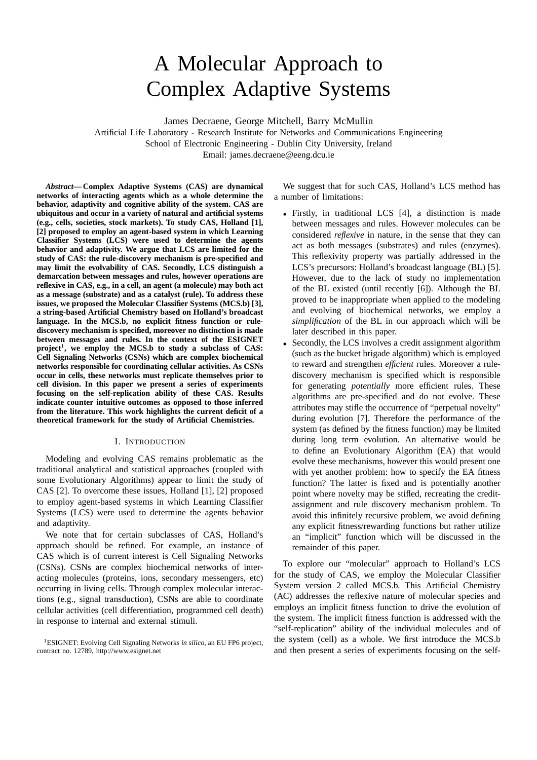# A Molecular Approach to Complex Adaptive Systems

James Decraene, George Mitchell, Barry McMullin

Artificial Life Laboratory - Research Institute for Networks and Communications Engineering
School of Electronic Engineering - Dublin City University, Ireland
Email: james.decraene@eeng.dcu.ie

***Abstract*— Complex Adaptive Systems (CAS) are dynamical networks of interacting agents which as a whole determine the behavior, adaptivity and cognitive ability of the system. CAS are ubiquitous and occur in a variety of natural and artificial systems (e.g., cells, societies, stock markets). To study CAS, Holland [1], [2] proposed to employ an agent-based system in which Learning Classifier Systems (LCS) were used to determine the agents behavior and adaptivity. We argue that LCS are limited for the study of CAS: the rule-discovery mechanism is pre-specified and may limit the evolvability of CAS. Secondly, LCS distinguish a demarcation between messages and rules, however operations are reflexive in CAS, e.g., in a cell, an agent (a molecule) may both act as a message (substrate) and as a catalyst (rule). To address these issues, we proposed the Molecular Classifier Systems (MCS.b) [3], a string-based Artificial Chemistry based on Holland's broadcast language. In the MCS.b, no explicit fitness function or rule-discovery mechanism is specified, moreover no distinction is made between messages and rules. In the context of the ESIGNET project[1], we employ the MCS.b to study a subclass of CAS: Cell Signaling Networks (CSNs) which are complex biochemical networks responsible for coordinating cellular activities. As CSNs occur in cells, these networks must replicate themselves prior to cell division. In this paper we present a series of experiments focusing on the self-replication ability of these CAS. Results indicate counter intuitive outcomes as opposed to those inferred from the literature. This work highlights the current deficit of a theoretical framework for the study of Artificial Chemistries.**

## I. Introduction

Modeling and evolving CAS remains problematic as the traditional analytical and statistical approaches (coupled with some Evolutionary Algorithms) appear to limit the study of CAS [2]. To overcome these issues, Holland [1], [2] proposed to employ agent-based systems in which Learning Classifier Systems (LCS) were used to determine the agents behavior and adaptivity.

We note that for certain subclasses of CAS, Holland's approach should be refined. For example, an instance of CAS which is of current interest is Cell Signaling Networks (CSNs). CSNs are complex biochemical networks of interacting molecules (proteins, ions, secondary messengers, etc) occurring in living cells. Through complex molecular interactions (e.g., signal transduction), CSNs are able to coordinate cellular activities (cell differentiation, programmed cell death) in response to internal and external stimuli.

[1]ESIGNET: Evolving Cell Signaling Networks *in silico*, an EU FP6 project, contract no. 12789, http://www.esignet.net

We suggest that for such CAS, Holland's LCS method has a number of limitations:

- Firstly, in traditional LCS [4], a distinction is made between messages and rules. However molecules can be considered *reflexive* in nature, in the sense that they can act as both messages (substrates) and rules (enzymes). This reflexivity property was partially addressed in the LCS's precursors: Holland's broadcast language (BL) [5]. However, due to the lack of study no implementation of the BL existed (until recently [6]). Although the BL proved to be inappropriate when applied to the modeling and evolving of biochemical networks, we employ a *simplification* of the BL in our approach which will be later described in this paper.
- Secondly, the LCS involves a credit assignment algorithm (such as the bucket brigade algorithm) which is employed to reward and strengthen *efficient* rules. Moreover a rule-discovery mechanism is specified which is responsible for generating *potentially* more efficient rules. These algorithms are pre-specified and do not evolve. These attributes may stifle the occurrence of "perpetual novelty" during evolution [7]. Therefore the performance of the system (as defined by the fitness function) may be limited during long term evolution. An alternative would be to define an Evolutionary Algorithm (EA) that would evolve these mechanisms, however this would present one with yet another problem: how to specify the EA fitness function? The latter is fixed and is potentially another point where novelty may be stifled, recreating the credit-assignment and rule discovery mechanism problem. To avoid this infinitely recursive problem, we avoid defining any explicit fitness/rewarding functions but rather utilize an "implicit" function which will be discussed in the remainder of this paper.

To explore our "molecular" approach to Holland's LCS for the study of CAS, we employ the Molecular Classifier System version 2 called MCS.b. This Artificial Chemistry (AC) addresses the reflexive nature of molecular species and employs an implicit fitness function to drive the evolution of the system. The implicit fitness function is addressed with the "self-replication" ability of the individual molecules and of the system (cell) as a whole. We first introduce the MCS.b and then present a series of experiments focusing on the self-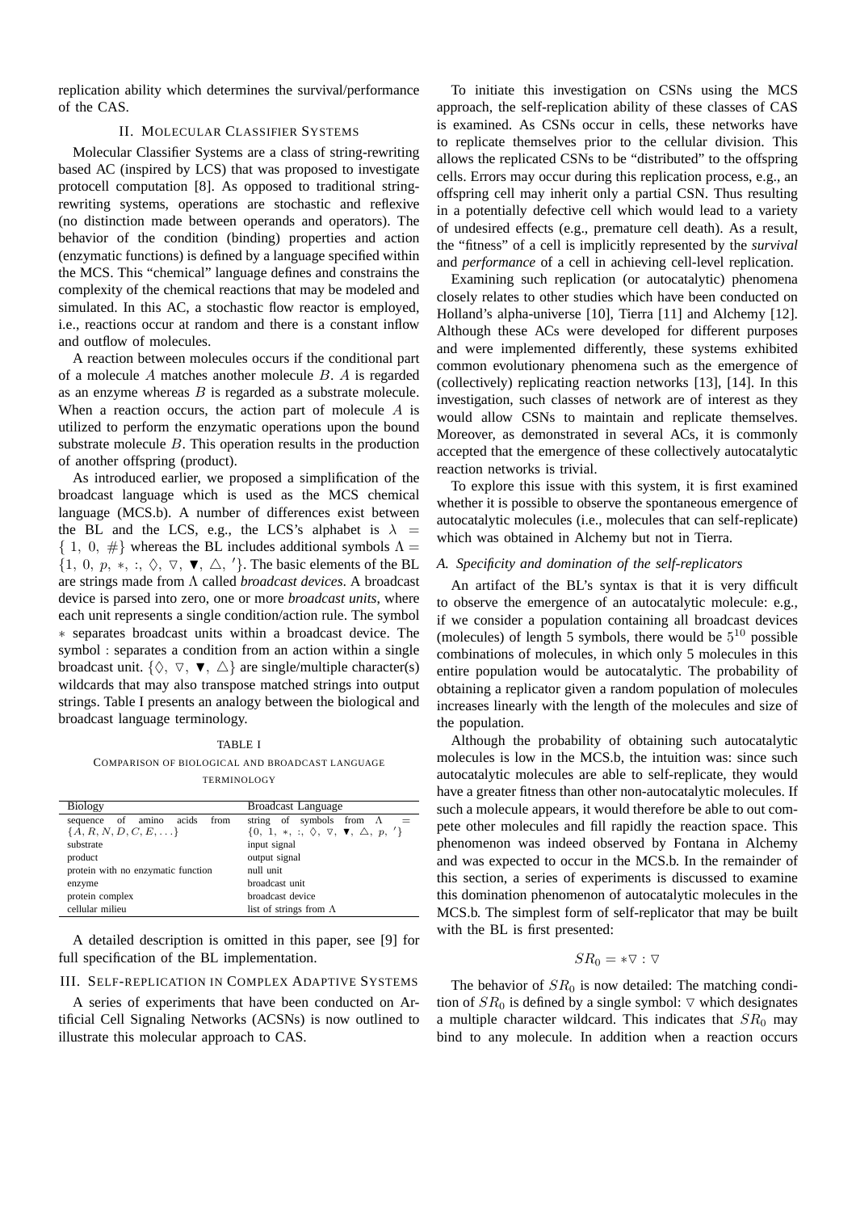replication ability which determines the survival/performance of the CAS.

## II. Molecular Classifier Systems

Molecular Classifier Systems are a class of string-rewriting based AC (inspired by LCS) that was proposed to investigate protocell computation [8]. As opposed to traditional string-rewriting systems, operations are stochastic and reflexive (no distinction made between operands and operators). The behavior of the condition (binding) properties and action (enzymatic functions) is defined by a language specified within the MCS. This "chemical" language defines and constrains the complexity of the chemical reactions that may be modeled and simulated. In this AC, a stochastic flow reactor is employed, i.e., reactions occur at random and there is a constant inflow and outflow of molecules.

A reaction between molecules occurs if the conditional part of a molecule $A$ matches another molecule $B$. $A$ is regarded as an enzyme whereas $B$ is regarded as a substrate molecule. When a reaction occurs, the action part of molecule $A$ is utilized to perform the enzymatic operations upon the bound substrate molecule $B$. This operation results in the production of another offspring (product).

As introduced earlier, we proposed a simplification of the broadcast language which is used as the MCS chemical language (MCS.b). A number of differences exist between the BL and the LCS, e.g., the LCS's alphabet is $\lambda = \{1,\ 0,\ \#\}$ whereas the BL includes additional symbols $\Lambda = \{1,\ 0,\ p,\ *,\ :,\ \lozenge,\ \triangledown,\ \blacktriangledown,\ \triangle,\ '\}$. The basic elements of the BL are strings made from $\Lambda$ called *broadcast devices*. A broadcast device is parsed into zero, one or more *broadcast units*, where each unit represents a single condition/action rule. The symbol $*$ separates broadcast units within a broadcast device. The symbol $:$ separates a condition from an action within a single broadcast unit. $\{\lozenge,\ \triangledown,\ \blacktriangledown,\ \triangle\}$ are single/multiple character(s) wildcards that may also transpose matched strings into output strings. Table I presents an analogy between the biological and broadcast language terminology.

TABLE I
Comparison of biological and broadcast language terminology

| Biology | Broadcast Language |
|---|---|
| sequence of amino acids from $\{A, R, N, D, C, E, \ldots\}$ | string of symbols from $\Lambda = \{0,\ 1,\ *,\ :,\ \lozenge,\ \triangledown,\ \blacktriangledown,\ \triangle,\ p,\ '\}$ |
| substrate | input signal |
| product | output signal |
| protein with no enzymatic function | null unit |
| enzyme | broadcast unit |
| protein complex | broadcast device |
| cellular milieu | list of strings from $\Lambda$ |

A detailed description is omitted in this paper, see [9] for full specification of the BL implementation.

## III. Self-replication in Complex Adaptive Systems

A series of experiments that have been conducted on Artificial Cell Signaling Networks (ACSNs) is now outlined to illustrate this molecular approach to CAS.

To initiate this investigation on CSNs using the MCS approach, the self-replication ability of these classes of CAS is examined. As CSNs occur in cells, these networks have to replicate themselves prior to the cellular division. This allows the replicated CSNs to be "distributed" to the offspring cells. Errors may occur during this replication process, e.g., an offspring cell may inherit only a partial CSN. Thus resulting in a potentially defective cell which would lead to a variety of undesired effects (e.g., premature cell death). As a result, the "fitness" of a cell is implicitly represented by the *survival* and *performance* of a cell in achieving cell-level replication.

Examining such replication (or autocatalytic) phenomena closely relates to other studies which have been conducted on Holland's alpha-universe [10], Tierra [11] and Alchemy [12]. Although these ACs were developed for different purposes and were implemented differently, these systems exhibited common evolutionary phenomena such as the emergence of (collectively) replicating reaction networks [13], [14]. In this investigation, such classes of network are of interest as they would allow CSNs to maintain and replicate themselves. Moreover, as demonstrated in several ACs, it is commonly accepted that the emergence of these collectively autocatalytic reaction networks is trivial.

To explore this issue with this system, it is first examined whether it is possible to observe the spontaneous emergence of autocatalytic molecules (i.e., molecules that can self-replicate) which was obtained in Alchemy but not in Tierra.

### A. Specificity and domination of the self-replicators

An artifact of the BL's syntax is that it is very difficult to observe the emergence of an autocatalytic molecule: e.g., if we consider a population containing all broadcast devices (molecules) of length 5 symbols, there would be $5^{10}$ possible combinations of molecules, in which only 5 molecules in this entire population would be autocatalytic. The probability of obtaining a replicator given a random population of molecules increases linearly with the length of the molecules and size of the population.

Although the probability of obtaining such autocatalytic molecules is low in the MCS.b, the intuition was: since such autocatalytic molecules are able to self-replicate, they would have a greater fitness than other non-autocatalytic molecules. If such a molecule appears, it would therefore be able to out compete other molecules and fill rapidly the reaction space. This phenomenon was indeed observed by Fontana in Alchemy and was expected to occur in the MCS.b. In the remainder of this section, a series of experiments is discussed to examine this domination phenomenon of autocatalytic molecules in the MCS.b. The simplest form of self-replicator that may be built with the BL is first presented:

$$SR_0 = *\triangledown : \triangledown$$

The behavior of $SR_0$ is now detailed: The matching condition of $SR_0$ is defined by a single symbol: $\triangledown$ which designates a multiple character wildcard. This indicates that $SR_0$ may bind to any molecule. In addition when a reaction occurs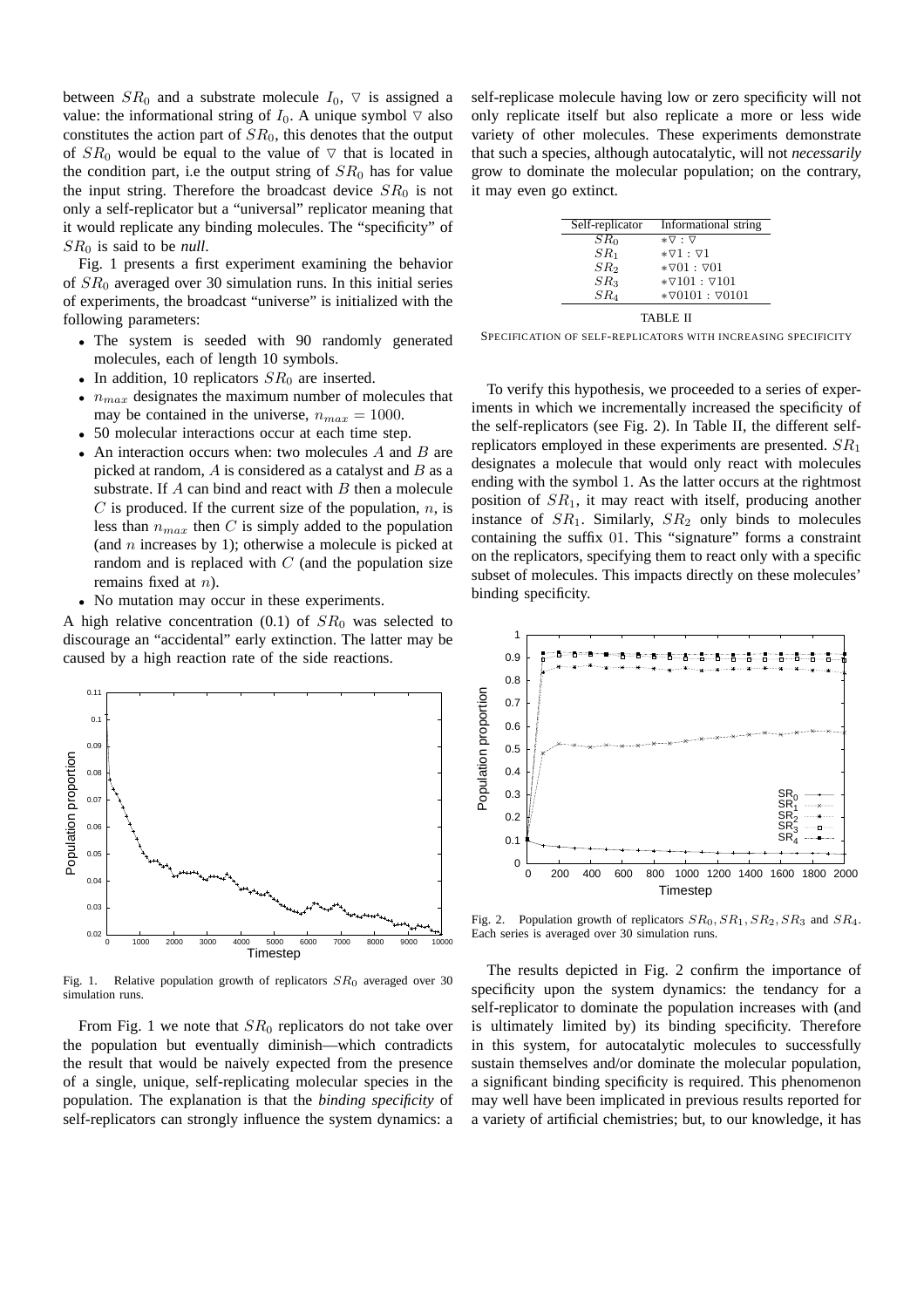between $SR_0$ and a substrate molecule $I_0$, $\triangledown$ is assigned a value: the informational string of $I_0$. A unique symbol $\triangledown$ also constitutes the action part of $SR_0$, this denotes that the output of $SR_0$ would be equal to the value of $\triangledown$ that is located in the condition part, i.e the output string of $SR_0$ has for value the input string. Therefore the broadcast device $SR_0$ is not only a self-replicator but a "universal" replicator meaning that it would replicate any binding molecules. The "specificity" of $SR_0$ is said to be *null*.

Fig. 1 presents a first experiment examining the behavior of $SR_0$ averaged over 30 simulation runs. In this initial series of experiments, the broadcast "universe" is initialized with the following parameters:

- The system is seeded with 90 randomly generated molecules, each of length 10 symbols.
- In addition, 10 replicators $SR_0$ are inserted.
- $n_{max}$ designates the maximum number of molecules that may be contained in the universe, $n_{max} = 1000$.
- 50 molecular interactions occur at each time step.
- An interaction occurs when: two molecules $A$ and $B$ are picked at random, $A$ is considered as a catalyst and $B$ as a substrate. If $A$ can bind and react with $B$ then a molecule $C$ is produced. If the current size of the population, $n$, is less than $n_{max}$ then $C$ is simply added to the population (and $n$ increases by 1); otherwise a molecule is picked at random and is replaced with $C$ (and the population size remains fixed at $n$).
- No mutation may occur in these experiments.

A high relative concentration (0.1) of $SR_0$ was selected to discourage an "accidental" early extinction. The latter may be caused by a high reaction rate of the side reactions.

Fig. 1. Relative population growth of replicators $SR_0$ averaged over 30 simulation runs.

From Fig. 1 we note that $SR_0$ replicators do not take over the population but eventually diminish—which contradicts the result that would be naively expected from the presence of a single, unique, self-replicating molecular species in the population. The explanation is that the *binding specificity* of self-replicators can strongly influence the system dynamics: a self-replicase molecule having low or zero specificity will not only replicate itself but also replicate a more or less wide variety of other molecules. These experiments demonstrate that such a species, although autocatalytic, will not *necessarily* grow to dominate the molecular population; on the contrary, it may even go extinct.

| Self-replicator | Informational string |
|---|---|
| $SR_0$ | $*\triangledown : \triangledown$ |
| $SR_1$ | $*\triangledown 1 : \triangledown 1$ |
| $SR_2$ | $*\triangledown 01 : \triangledown 01$ |
| $SR_3$ | $*\triangledown 101 : \triangledown 101$ |
| $SR_4$ | $*\triangledown 0101 : \triangledown 0101$ |

TABLE II

SPECIFICATION OF SELF-REPLICATORS WITH INCREASING SPECIFICITY

To verify this hypothesis, we proceeded to a series of experiments in which we incrementally increased the specificity of the self-replicators (see Fig. 2). In Table II, the different self-replicators employed in these experiments are presented. $SR_1$ designates a molecule that would only react with molecules ending with the symbol 1. As the latter occurs at the rightmost position of $SR_1$, it may react with itself, producing another instance of $SR_1$. Similarly, $SR_2$ only binds to molecules containing the suffix 01. This "signature" forms a constraint on the replicators, specifying them to react only with a specific subset of molecules. This impacts directly on these molecules' binding specificity.

Fig. 2. Population growth of replicators $SR_0, SR_1, SR_2, SR_3$ and $SR_4$. Each series is averaged over 30 simulation runs.

The results depicted in Fig. 2 confirm the importance of specificity upon the system dynamics: the tendancy for a self-replicator to dominate the population increases with (and is ultimately limited by) its binding specificity. Therefore in this system, for autocatalytic molecules to successfully sustain themselves and/or dominate the molecular population, a significant binding specificity is required. This phenomenon may well have been implicated in previous results reported for a variety of artificial chemistries; but, to our knowledge, it has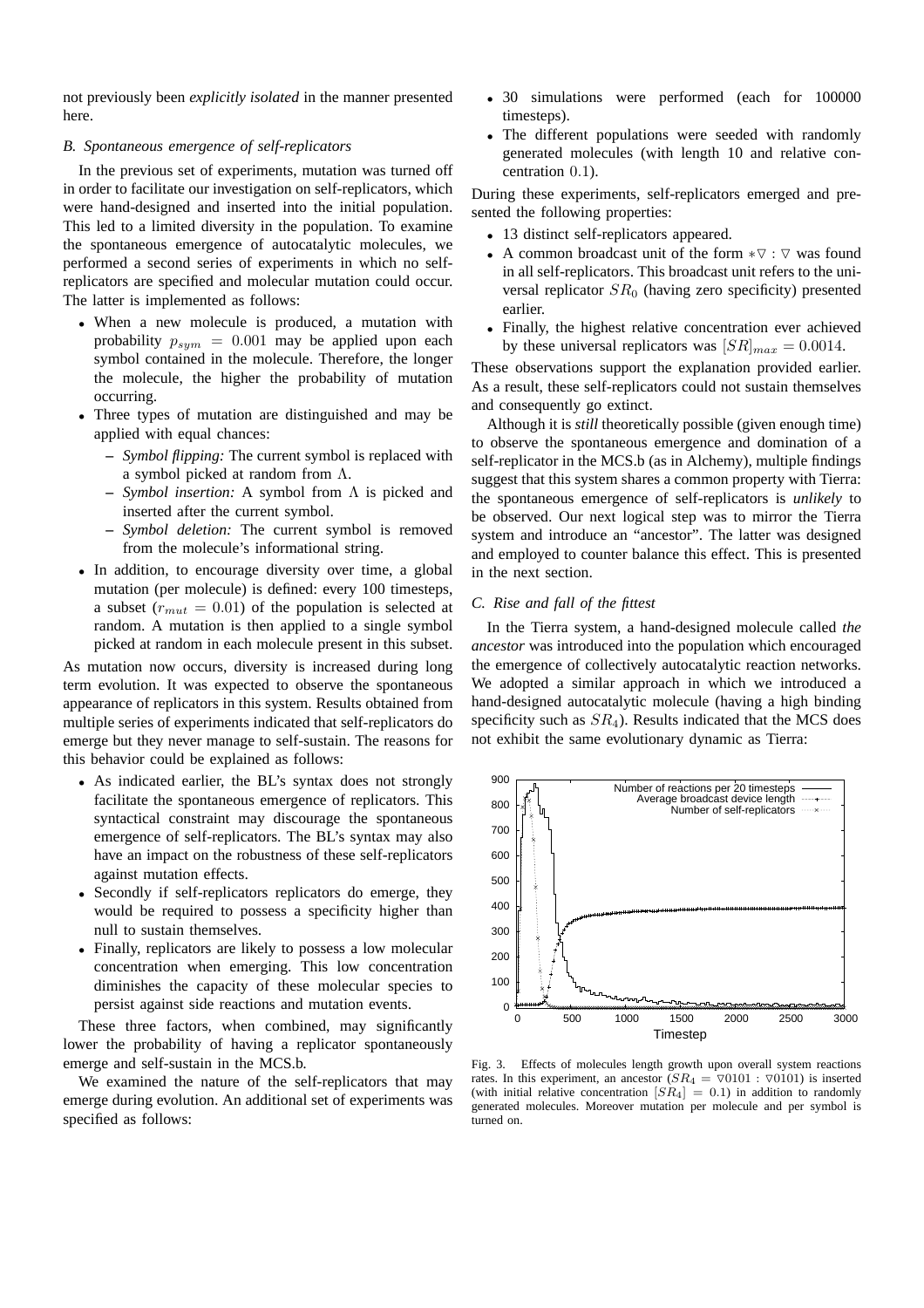not previously been *explicitly isolated* in the manner presented here.

### B. Spontaneous emergence of self-replicators

In the previous set of experiments, mutation was turned off in order to facilitate our investigation on self-replicators, which were hand-designed and inserted into the initial population. This led to a limited diversity in the population. To examine the spontaneous emergence of autocatalytic molecules, we performed a second series of experiments in which no self-replicators are specified and molecular mutation could occur. The latter is implemented as follows:

- When a new molecule is produced, a mutation with probability $p_{sym} = 0.001$ may be applied upon each symbol contained in the molecule. Therefore, the longer the molecule, the higher the probability of mutation occurring.
- Three types of mutation are distinguished and may be applied with equal chances:
  - *Symbol flipping:* The current symbol is replaced with a symbol picked at random from $\Lambda$.
  - *Symbol insertion:* A symbol from $\Lambda$ is picked and inserted after the current symbol.
  - *Symbol deletion:* The current symbol is removed from the molecule's informational string.
- In addition, to encourage diversity over time, a global mutation (per molecule) is defined: every 100 timesteps, a subset ($r_{mut} = 0.01$) of the population is selected at random. A mutation is then applied to a single symbol picked at random in each molecule present in this subset.

As mutation now occurs, diversity is increased during long term evolution. It was expected to observe the spontaneous appearance of replicators in this system. Results obtained from multiple series of experiments indicated that self-replicators do emerge but they never manage to self-sustain. The reasons for this behavior could be explained as follows:

- As indicated earlier, the BL's syntax does not strongly facilitate the spontaneous emergence of replicators. This syntactical constraint may discourage the spontaneous emergence of self-replicators. The BL's syntax may also have an impact on the robustness of these self-replicators against mutation effects.
- Secondly if self-replicators replicators do emerge, they would be required to possess a specificity higher than null to sustain themselves.
- Finally, replicators are likely to possess a low molecular concentration when emerging. This low concentration diminishes the capacity of these molecular species to persist against side reactions and mutation events.

These three factors, when combined, may significantly lower the probability of having a replicator spontaneously emerge and self-sustain in the MCS.b.

We examined the nature of the self-replicators that may emerge during evolution. An additional set of experiments was specified as follows:

- 30 simulations were performed (each for 100000 timesteps).
- The different populations were seeded with randomly generated molecules (with length 10 and relative concentration $0.1$).

During these experiments, self-replicators emerged and presented the following properties:

- 13 distinct self-replicators appeared.
- A common broadcast unit of the form $*\triangledown : \triangledown$ was found in all self-replicators. This broadcast unit refers to the universal replicator $SR_0$ (having zero specificity) presented earlier.
- Finally, the highest relative concentration ever achieved by these universal replicators was $[SR]_{max} = 0.0014$.

These observations support the explanation provided earlier. As a result, these self-replicators could not sustain themselves and consequently go extinct.

Although it is *still* theoretically possible (given enough time) to observe the spontaneous emergence and domination of a self-replicator in the MCS.b (as in Alchemy), multiple findings suggest that this system shares a common property with Tierra: the spontaneous emergence of self-replicators is *unlikely* to be observed. Our next logical step was to mirror the Tierra system and introduce an "ancestor". The latter was designed and employed to counter balance this effect. This is presented in the next section.

### C. Rise and fall of the fittest

In the Tierra system, a hand-designed molecule called *the ancestor* was introduced into the population which encouraged the emergence of collectively autocatalytic reaction networks. We adopted a similar approach in which we introduced a hand-designed autocatalytic molecule (having a high binding specificity such as $SR_4$). Results indicated that the MCS does not exhibit the same evolutionary dynamic as Tierra:

Fig. 3. Effects of molecules length growth upon overall system reactions rates. In this experiment, an ancestor ($SR_4 = \triangledown 0101 : \triangledown 0101$) is inserted (with initial relative concentration $[SR_4] = 0.1$) in addition to randomly generated molecules. Moreover mutation per molecule and per symbol is turned on.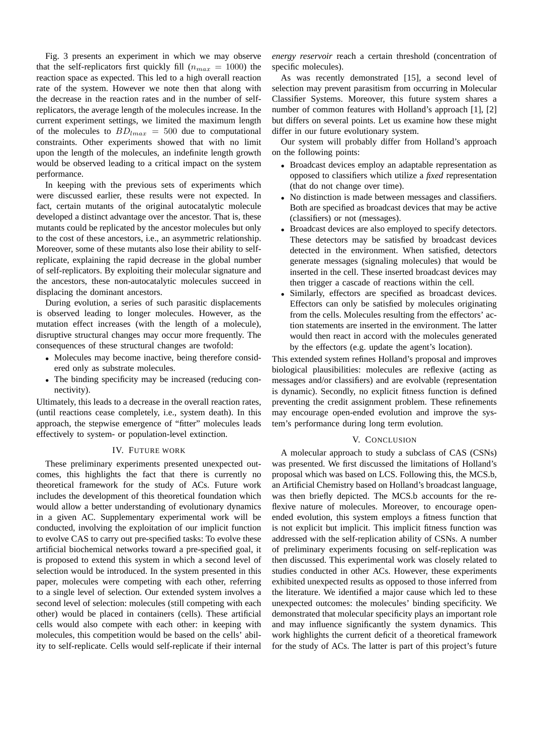Fig. 3 presents an experiment in which we may observe that the self-replicators first quickly fill ($n_{max} = 1000$) the reaction space as expected. This led to a high overall reaction rate of the system. However we note then that along with the decrease in the reaction rates and in the number of self-replicators, the average length of the molecules increase. In the current experiment settings, we limited the maximum length of the molecules to $BD_{lmax} = 500$ due to computational constraints. Other experiments showed that with no limit upon the length of the molecules, an indefinite length growth would be observed leading to a critical impact on the system performance.

In keeping with the previous sets of experiments which were discussed earlier, these results were not expected. In fact, certain mutants of the original autocatalytic molecule developed a distinct advantage over the ancestor. That is, these mutants could be replicated by the ancestor molecules but only to the cost of these ancestors, i.e., an asymmetric relationship. Moreover, some of these mutants also lose their ability to self-replicate, explaining the rapid decrease in the global number of self-replicators. By exploiting their molecular signature and the ancestors, these non-autocatalytic molecules succeed in displacing the dominant ancestors.

During evolution, a series of such parasitic displacements is observed leading to longer molecules. However, as the mutation effect increases (with the length of a molecule), disruptive structural changes may occur more frequently. The consequences of these structural changes are twofold:

- Molecules may become inactive, being therefore considered only as substrate molecules.
- The binding specificity may be increased (reducing connectivity).

Ultimately, this leads to a decrease in the overall reaction rates, (until reactions cease completely, i.e., system death). In this approach, the stepwise emergence of "fitter" molecules leads effectively to system- or population-level extinction.

## IV. Future work

These preliminary experiments presented unexpected outcomes, this highlights the fact that there is currently no theoretical framework for the study of ACs. Future work includes the development of this theoretical foundation which would allow a better understanding of evolutionary dynamics in a given AC. Supplementary experimental work will be conducted, involving the exploitation of our implicit function to evolve CAS to carry out pre-specified tasks: To evolve these artificial biochemical networks toward a pre-specified goal, it is proposed to extend this system in which a second level of selection would be introduced. In the system presented in this paper, molecules were competing with each other, referring to a single level of selection. Our extended system involves a second level of selection: molecules (still competing with each other) would be placed in containers (cells). These artificial cells would also compete with each other: in keeping with molecules, this competition would be based on the cells' ability to self-replicate. Cells would self-replicate if their internal *energy reservoir* reach a certain threshold (concentration of specific molecules).

As was recently demonstrated [15], a second level of selection may prevent parasitism from occurring in Molecular Classifier Systems. Moreover, this future system shares a number of common features with Holland's approach [1], [2] but differs on several points. Let us examine how these might differ in our future evolutionary system.

Our system will probably differ from Holland's approach on the following points:

- Broadcast devices employ an adaptable representation as opposed to classifiers which utilize a *fixed* representation (that do not change over time).
- No distinction is made between messages and classifiers. Both are specified as broadcast devices that may be active (classifiers) or not (messages).
- Broadcast devices are also employed to specify detectors. These detectors may be satisfied by broadcast devices detected in the environment. When satisfied, detectors generate messages (signaling molecules) that would be inserted in the cell. These inserted broadcast devices may then trigger a cascade of reactions within the cell.
- Similarly, effectors are specified as broadcast devices. Effectors can only be satisfied by molecules originating from the cells. Molecules resulting from the effectors' action statements are inserted in the environment. The latter would then react in accord with the molecules generated by the effectors (e.g. update the agent's location).

This extended system refines Holland's proposal and improves biological plausibilities: molecules are reflexive (acting as messages and/or classifiers) and are evolvable (representation is dynamic). Secondly, no explicit fitness function is defined preventing the credit assignment problem. These refinements may encourage open-ended evolution and improve the system's performance during long term evolution.

## V. Conclusion

A molecular approach to study a subclass of CAS (CSNs) was presented. We first discussed the limitations of Holland's proposal which was based on LCS. Following this, the MCS.b, an Artificial Chemistry based on Holland's broadcast language, was then briefly depicted. The MCS.b accounts for the reflexive nature of molecules. Moreover, to encourage open-ended evolution, this system employs a fitness function that is not explicit but implicit. This implicit fitness function was addressed with the self-replication ability of CSNs. A number of preliminary experiments focusing on self-replication was then discussed. This experimental work was closely related to studies conducted in other ACs. However, these experiments exhibited unexpected results as opposed to those inferred from the literature. We identified a major cause which led to these unexpected outcomes: the molecules' binding specificity. We demonstrated that molecular specificity plays an important role and may influence significantly the system dynamics. This work highlights the current deficit of a theoretical framework for the study of ACs. The latter is part of this project's future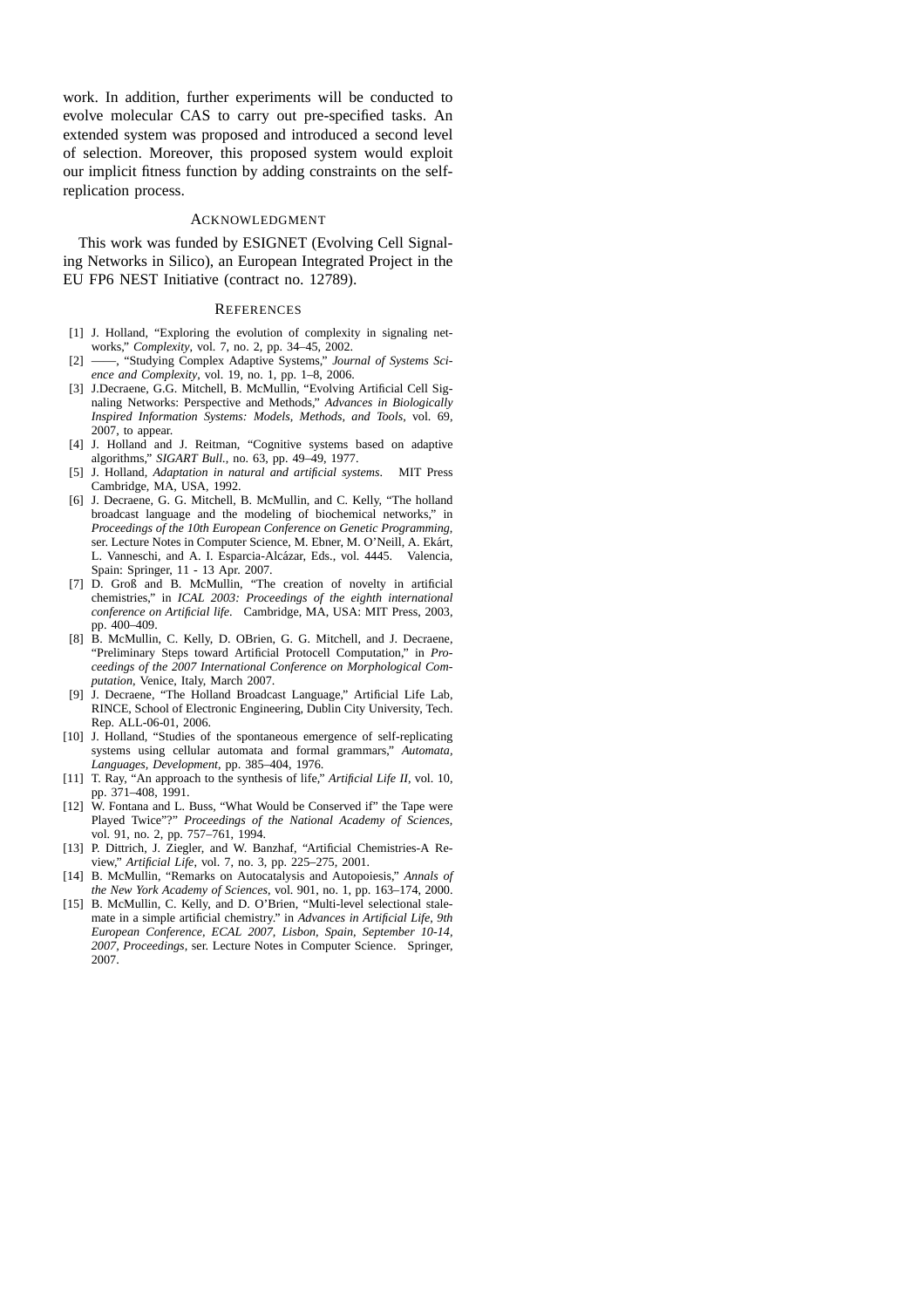work. In addition, further experiments will be conducted to evolve molecular CAS to carry out pre-specified tasks. An extended system was proposed and introduced a second level of selection. Moreover, this proposed system would exploit our implicit fitness function by adding constraints on the self-replication process.

## ACKNOWLEDGMENT

This work was funded by ESIGNET (Evolving Cell Signaling Networks in Silico), an European Integrated Project in the EU FP6 NEST Initiative (contract no. 12789).

## REFERENCES

[1] J. Holland, "Exploring the evolution of complexity in signaling networks," *Complexity*, vol. 7, no. 2, pp. 34–45, 2002.

[2] ——, "Studying Complex Adaptive Systems," *Journal of Systems Science and Complexity*, vol. 19, no. 1, pp. 1–8, 2006.

[3] J.Decraene, G.G. Mitchell, B. McMullin, "Evolving Artificial Cell Signaling Networks: Perspective and Methods," *Advances in Biologically Inspired Information Systems: Models, Methods, and Tools*, vol. 69, 2007, to appear.

[4] J. Holland and J. Reitman, "Cognitive systems based on adaptive algorithms," *SIGART Bull.*, no. 63, pp. 49–49, 1977.

[5] J. Holland, *Adaptation in natural and artificial systems*. MIT Press Cambridge, MA, USA, 1992.

[6] J. Decraene, G. G. Mitchell, B. McMullin, and C. Kelly, "The holland broadcast language and the modeling of biochemical networks," in *Proceedings of the 10th European Conference on Genetic Programming*, ser. Lecture Notes in Computer Science, M. Ebner, M. O'Neill, A. Ekárt, L. Vanneschi, and A. I. Esparcia-Alcázar, Eds., vol. 4445. Valencia, Spain: Springer, 11 - 13 Apr. 2007.

[7] D. Groß and B. McMullin, "The creation of novelty in artificial chemistries," in *ICAL 2003: Proceedings of the eighth international conference on Artificial life*. Cambridge, MA, USA: MIT Press, 2003, pp. 400–409.

[8] B. McMullin, C. Kelly, D. OBrien, G. G. Mitchell, and J. Decraene, "Preliminary Steps toward Artificial Protocell Computation," in *Proceedings of the 2007 International Conference on Morphological Computation*, Venice, Italy, March 2007.

[9] J. Decraene, "The Holland Broadcast Language," Artificial Life Lab, RINCE, School of Electronic Engineering, Dublin City University, Tech. Rep. ALL-06-01, 2006.

[10] J. Holland, "Studies of the spontaneous emergence of self-replicating systems using cellular automata and formal grammars," *Automata, Languages, Development*, pp. 385–404, 1976.

[11] T. Ray, "An approach to the synthesis of life," *Artificial Life II*, vol. 10, pp. 371–408, 1991.

[12] W. Fontana and L. Buss, "What Would be Conserved if" the Tape were Played Twice"?" *Proceedings of the National Academy of Sciences*, vol. 91, no. 2, pp. 757–761, 1994.

[13] P. Dittrich, J. Ziegler, and W. Banzhaf, "Artificial Chemistries-A Review," *Artificial Life*, vol. 7, no. 3, pp. 225–275, 2001.

[14] B. McMullin, "Remarks on Autocatalysis and Autopoiesis," *Annals of the New York Academy of Sciences*, vol. 901, no. 1, pp. 163–174, 2000.

[15] B. McMullin, C. Kelly, and D. O'Brien, "Multi-level selectional stalemate in a simple artificial chemistry." in *Advances in Artificial Life, 9th European Conference, ECAL 2007, Lisbon, Spain, September 10-14, 2007, Proceedings*, ser. Lecture Notes in Computer Science. Springer, 2007.